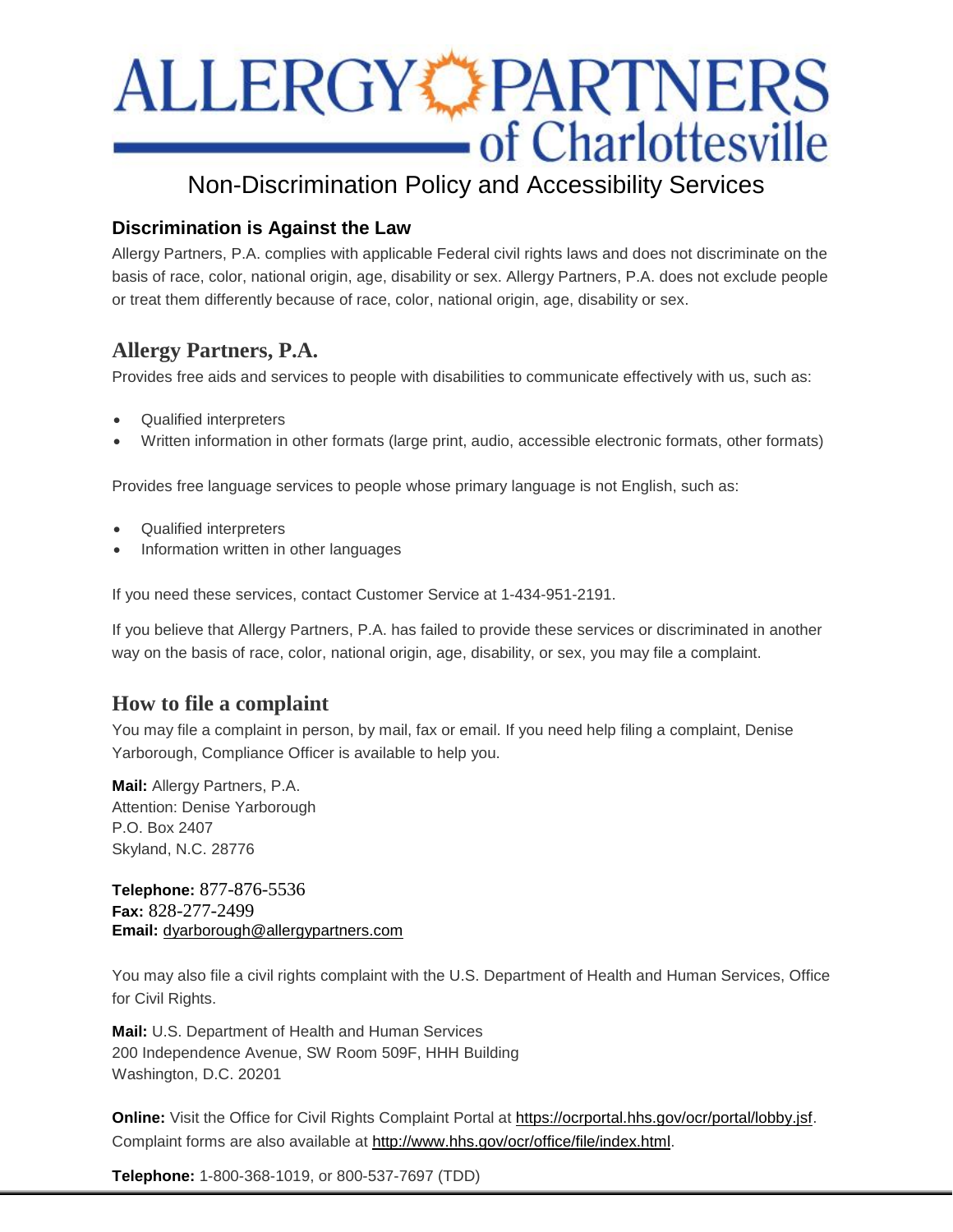# ALLERGY PARTNERS of Charlottesville

## Non-Discrimination Policy and Accessibility Services

### Discrimination is Against the Law

Allergy Partners, P.A. complies with applicable Federal civil rights laws and does not discriminate on the basis of race, color, national origin, age, disability or sex. Allergy Partners, P.A. does not exclude people or treat them differently because of race, color, national origin, age, disability or sex.

### Allergy Partners, P.A.

Provides free aids and services to people with disabilities to communicate effectively with us, such as:

- Qualified interpreters
- Written information in other formats (large print, audio, accessible electronic formats, other formats)

Provides free language services to people whose primary language is not English, such as:

- Qualified interpreters
- Information written in other languages

If you need these services, contact Customer Service at 1-434-951-2191.

If you believe that Allergy Partners, P.A. has failed to provide these services or discriminated in another way on the basis of race, color, national origin, age, disability, or sex, you may file a complaint.

### How to file a complaint

You may file a complaint in person, by mail, fax or email. If you need help filing a complaint, Denise Yarborough, Compliance Officer is available to help you.

**Mail:** Allergy Partners, P.A.
Attention: Denise Yarborough
P.O. Box 2407
Skyland, N.C. 28776

**Telephone:** 877-876-5536
**Fax:** 828-277-2499
**Email:** dyarborough@allergypartners.com

You may also file a civil rights complaint with the U.S. Department of Health and Human Services, Office for Civil Rights.

**Mail:** U.S. Department of Health and Human Services
200 Independence Avenue, SW Room 509F, HHH Building
Washington, D.C. 20201

**Online:** Visit the Office for Civil Rights Complaint Portal at https://ocrportal.hhs.gov/ocr/portal/lobby.jsf. Complaint forms are also available at http://www.hhs.gov/ocr/office/file/index.html.

**Telephone:** 1-800-368-1019, or 800-537-7697 (TDD)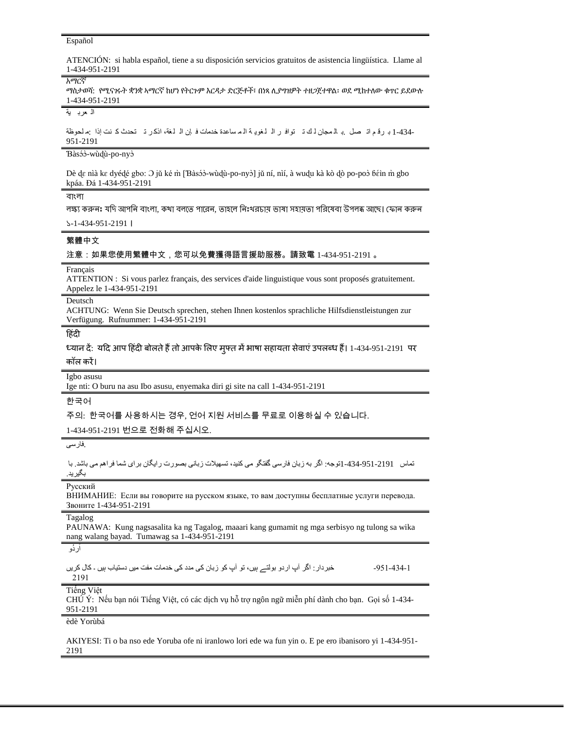Español

ATENCIÓN: si habla español, tiene a su disposición servicios gratuitos de asistencia lingüística. Llame al 1-434-951-2191

አማርኛ

ማስታወሻ: የሚናገሩት ቋንቋ አማርኛ ከሆነ የትርጉም እርዳታ ድርጅቶች፣ በነጻ ሊያግዝዎት ተዘጋጀተዋል፡ ወደ ሚከተለው ቁጥር ይደውሉ 1-434-951-2191

العربية

ملحوظة: إذا كنت تتحدث اذكر اللغة، فإن خدمات المساعدة اللغوية تتوافر لك بالمجان. اتصل برقم 1-434-951-2191

Ɓàsɔ́ɔ̀-wùɖù-po-nyɔ̀

Dè ɖɛ nìà kɛ dyéɖé gbo: Ɔ jǔ ké m̀ [Ɓàsɔ́ɔ̀-wùɖù-po-nyɔ̀] jǔ ní, nìí, à wuɖu kà kò ɖò po-poɔ̀ ɓɛ́ìn m̀ gbo kpáa. Ɖá 1-434-951-2191

বাংলা

লক্ষ্য করুনঃ যদি আপনি বাংলা, কথা বলতে পারেন, তাহলে নিঃখরচায় ভাষা সহায়তা পরিষেবা উপলব্ধ আছে। ফোন করুন ১-1-434-951-2191 ।

繁體中文

注意：如果您使用繁體中文，您可以免費獲得語言援助服務。請致電 1-434-951-2191 。

Français

ATTENTION : Si vous parlez français, des services d'aide linguistique vous sont proposés gratuitement. Appelez le 1-434-951-2191

Deutsch

ACHTUNG: Wenn Sie Deutsch sprechen, stehen Ihnen kostenlos sprachliche Hilfsdienstleistungen zur Verfügung. Rufnummer: 1-434-951-2191

हिंदी

ध्यान दें: यदि आप हिंदी बोलते हैं तो आपके लिए मुफ्त में भाषा सहायता सेवाएं उपलब्ध हैं। 1-434-951-2191 पर कॉल करें।

Igbo asusu

Ige nti: O buru na asu Ibo asusu, enyemaka diri gi site na call 1-434-951-2191

한국어

주의: 한국어를 사용하시는 경우, 언어 지원 서비스를 무료로 이용하실 수 있습니다.

1-434-951-2191 번으로 전화해 주십시오.

فارسی.

توجه: اگر به زبان فارسی گفتگو می کنید، تسهیلات زبانی بصورت رایگان برای شما فراهم می باشد. با 1-434-951-2191 تماس بگیرید.

Русский

ВНИМАНИЕ: Если вы говорите на русском языке, то вам доступны бесплатные услуги перевода. Звоните 1-434-951-2191

Tagalog

PAUNAWA: Kung nagsasalita ka ng Tagalog, maaari kang gumamit ng mga serbisyo ng tulong sa wika nang walang bayad. Tumawag sa 1-434-951-2191

اردُو

خبردار: اگر آپ اردو بولتے ہیں، تو آپ کو زبان کی مدد کی خدمات مفت میں دستیاب ہیں ۔ کال کریں 1-434-951-2191

Tiếng Việt

CHÚ Ý: Nếu bạn nói Tiếng Việt, có các dịch vụ hỗ trợ ngôn ngữ miễn phí dành cho bạn. Gọi số 1-434-951-2191

èdè Yorùbá

AKIYESI: Ti o ba nso ede Yoruba ofe ni iranlowo lori ede wa fun yin o. E pe ero ibanisoro yi 1-434-951-2191